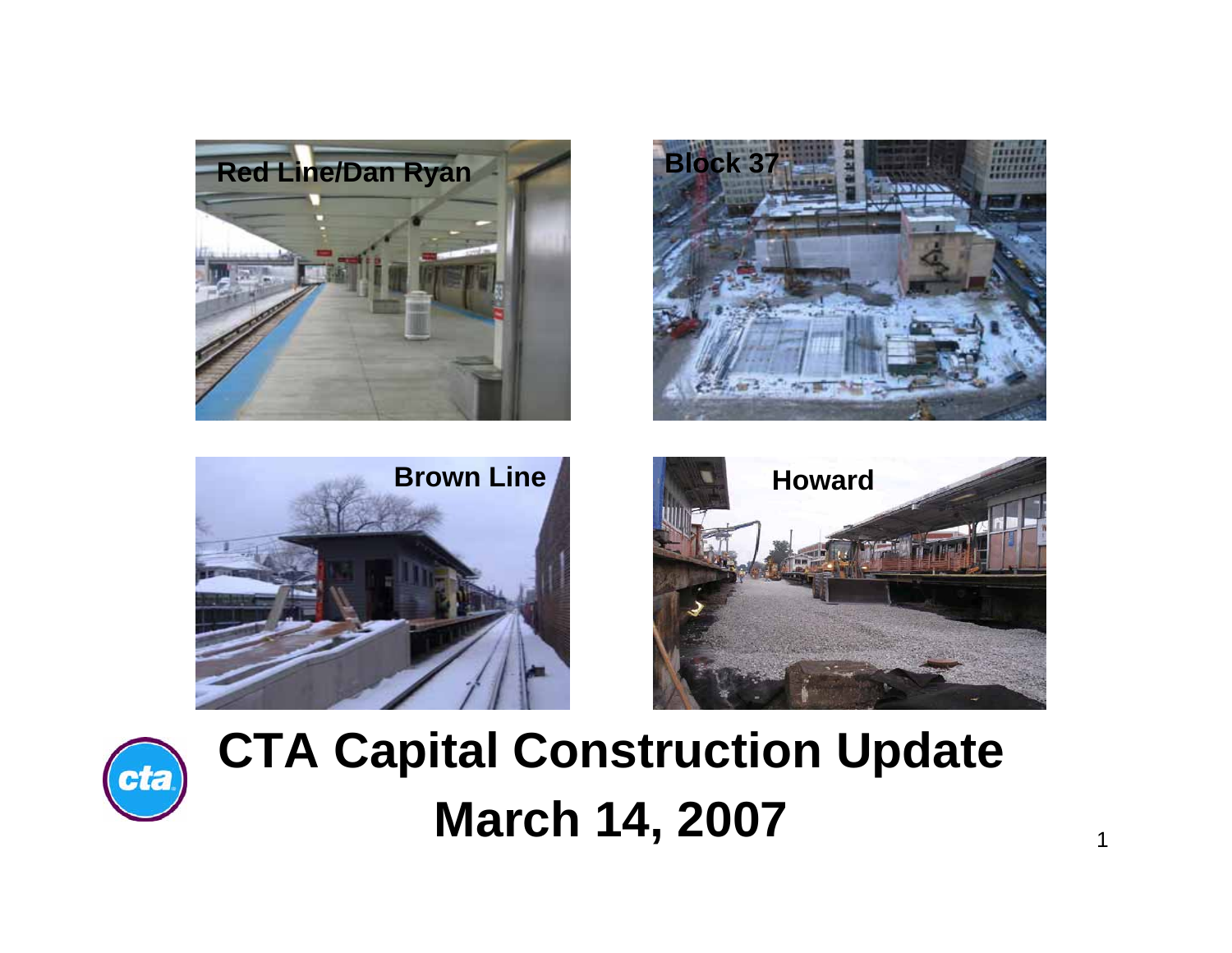Red Line/Dan Ryan

Block 37

Brown Line

Howard

# CTA Capital Construction Update

## March 14, 2007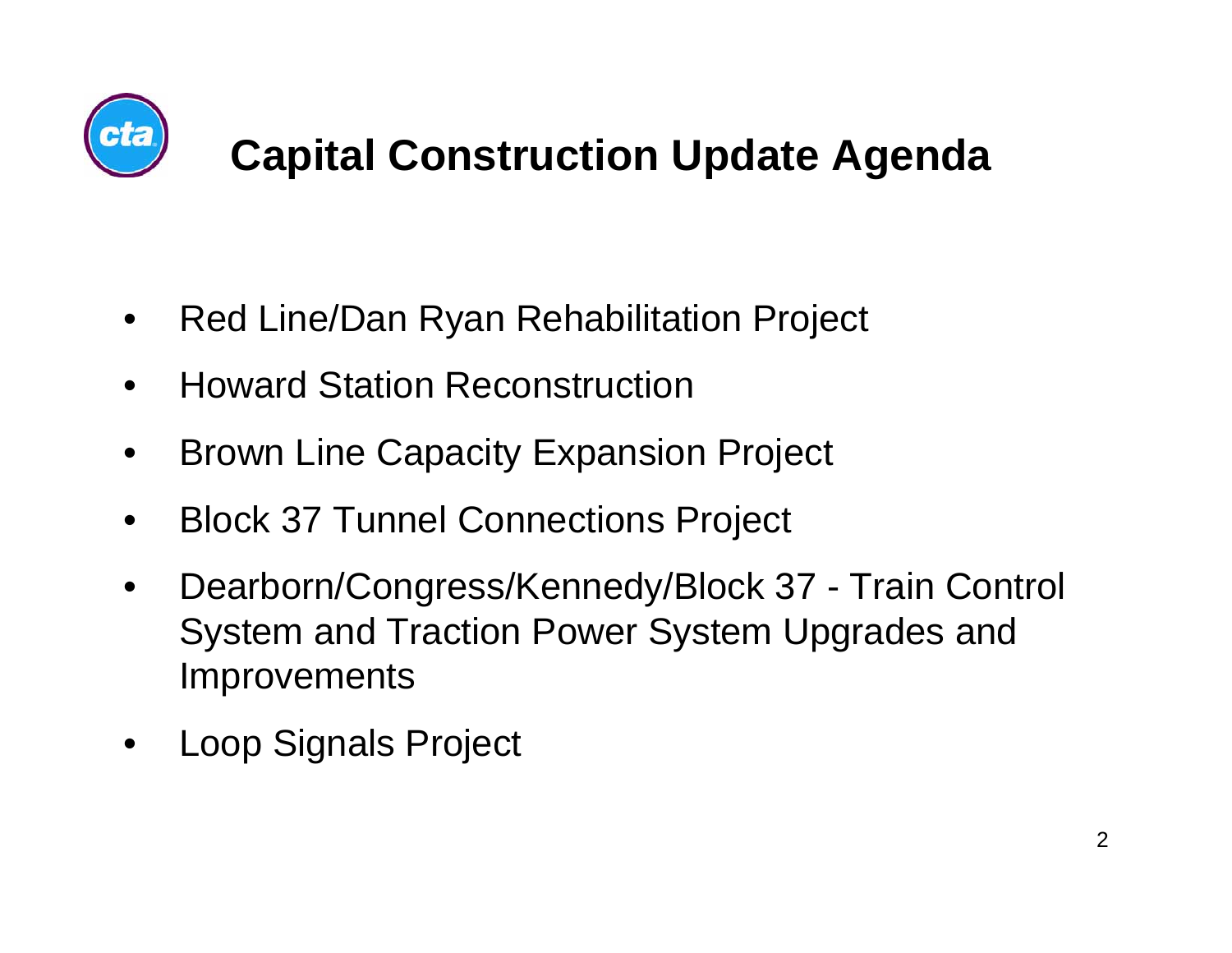# Capital Construction Update Agenda

- Red Line/Dan Ryan Rehabilitation Project
- Howard Station Reconstruction
- Brown Line Capacity Expansion Project
- Block 37 Tunnel Connections Project
- Dearborn/Congress/Kennedy/Block 37 - Train Control System and Traction Power System Upgrades and Improvements
- Loop Signals Project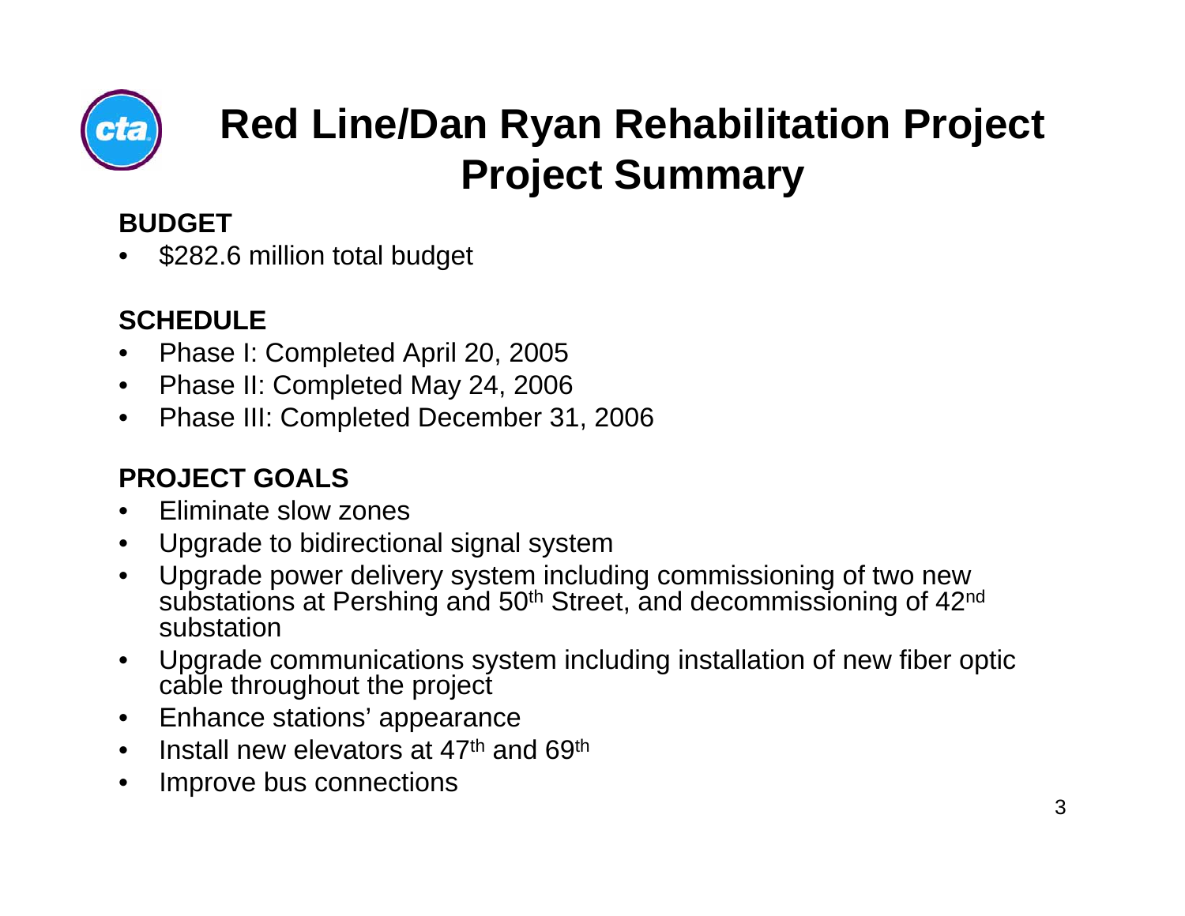# Red Line/Dan Ryan Rehabilitation Project
# Project Summary

**BUDGET**

- $282.6 million total budget

**SCHEDULE**

- Phase I: Completed April 20, 2005
- Phase II: Completed May 24, 2006
- Phase III: Completed December 31, 2006

**PROJECT GOALS**

- Eliminate slow zones
- Upgrade to bidirectional signal system
- Upgrade power delivery system including commissioning of two new substations at Pershing and 50th Street, and decommissioning of 42nd substation
- Upgrade communications system including installation of new fiber optic cable throughout the project
- Enhance stations' appearance
- Install new elevators at 47th and 69th
- Improve bus connections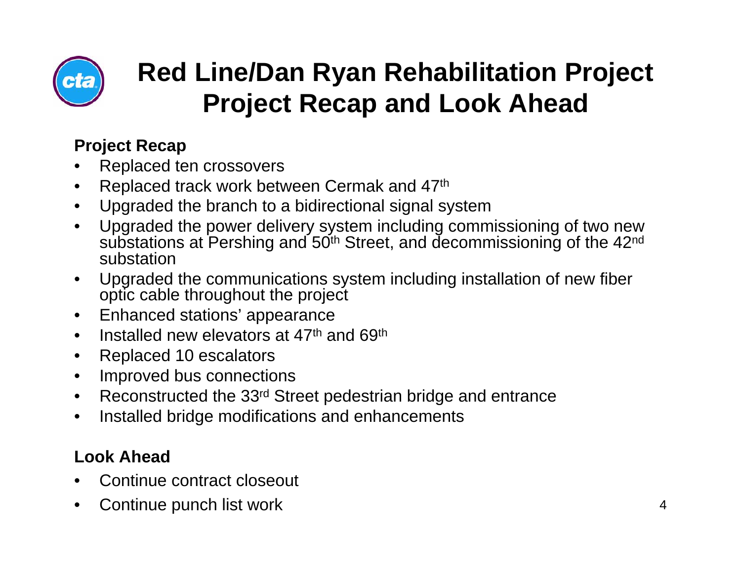# Red Line/Dan Ryan Rehabilitation Project
# Project Recap and Look Ahead

**Project Recap**

- Replaced ten crossovers
- Replaced track work between Cermak and 47th
- Upgraded the branch to a bidirectional signal system
- Upgraded the power delivery system including commissioning of two new substations at Pershing and 50th Street, and decommissioning of the 42nd substation
- Upgraded the communications system including installation of new fiber optic cable throughout the project
- Enhanced stations' appearance
- Installed new elevators at 47th and 69th
- Replaced 10 escalators
- Improved bus connections
- Reconstructed the 33rd Street pedestrian bridge and entrance
- Installed bridge modifications and enhancements

**Look Ahead**

- Continue contract closeout
- Continue punch list work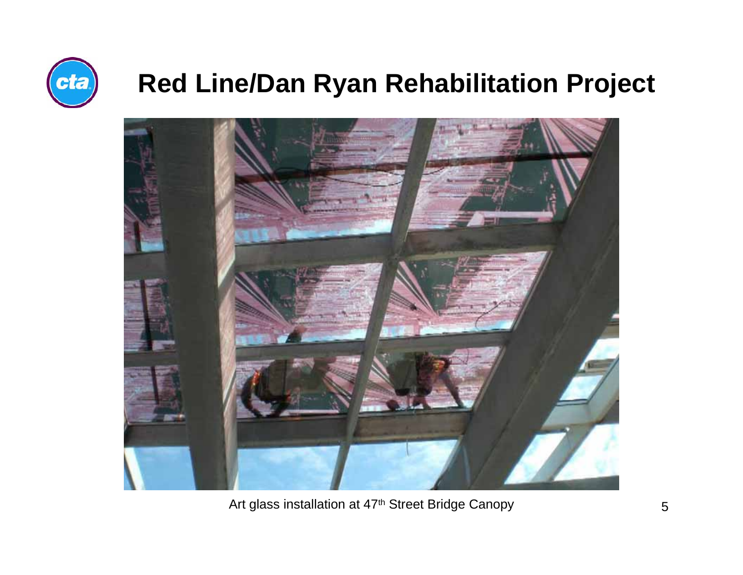# Red Line/Dan Ryan Rehabilitation Project

Art glass installation at 47th Street Bridge Canopy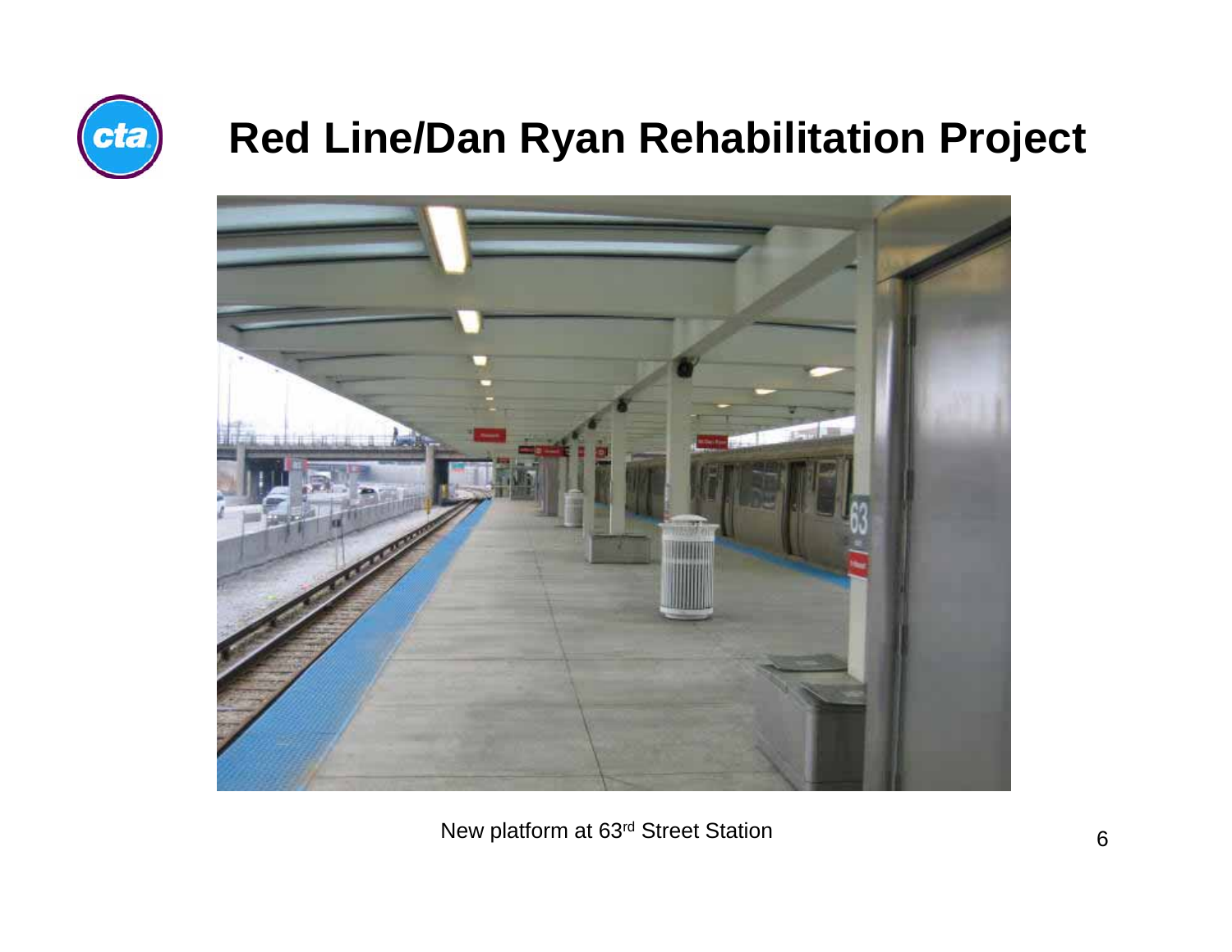# Red Line/Dan Ryan Rehabilitation Project

New platform at 63rd Street Station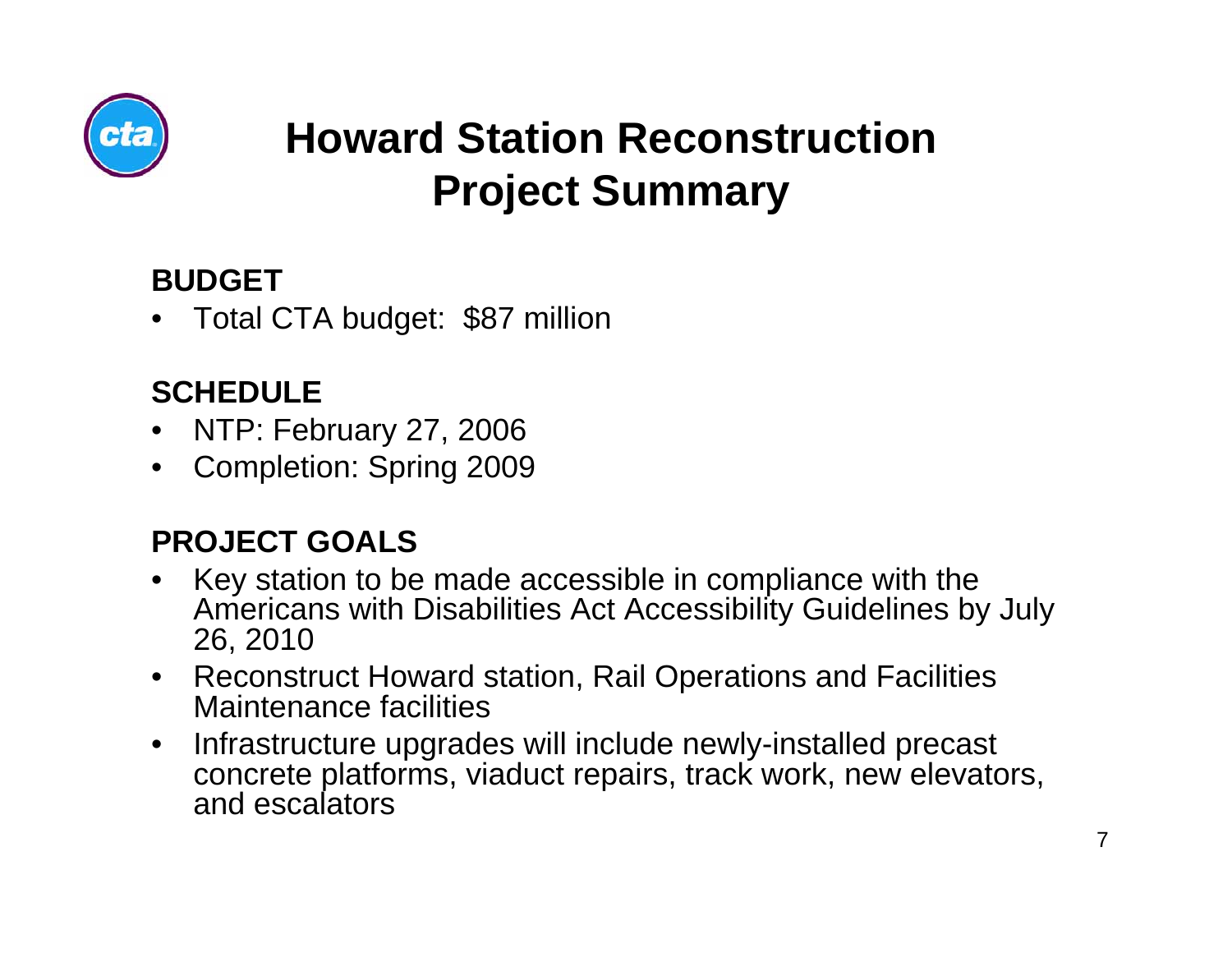# Howard Station Reconstruction Project Summary

**BUDGET**

- Total CTA budget: $87 million

**SCHEDULE**

- NTP: February 27, 2006
- Completion: Spring 2009

**PROJECT GOALS**

- Key station to be made accessible in compliance with the Americans with Disabilities Act Accessibility Guidelines by July 26, 2010
- Reconstruct Howard station, Rail Operations and Facilities Maintenance facilities
- Infrastructure upgrades will include newly-installed precast concrete platforms, viaduct repairs, track work, new elevators, and escalators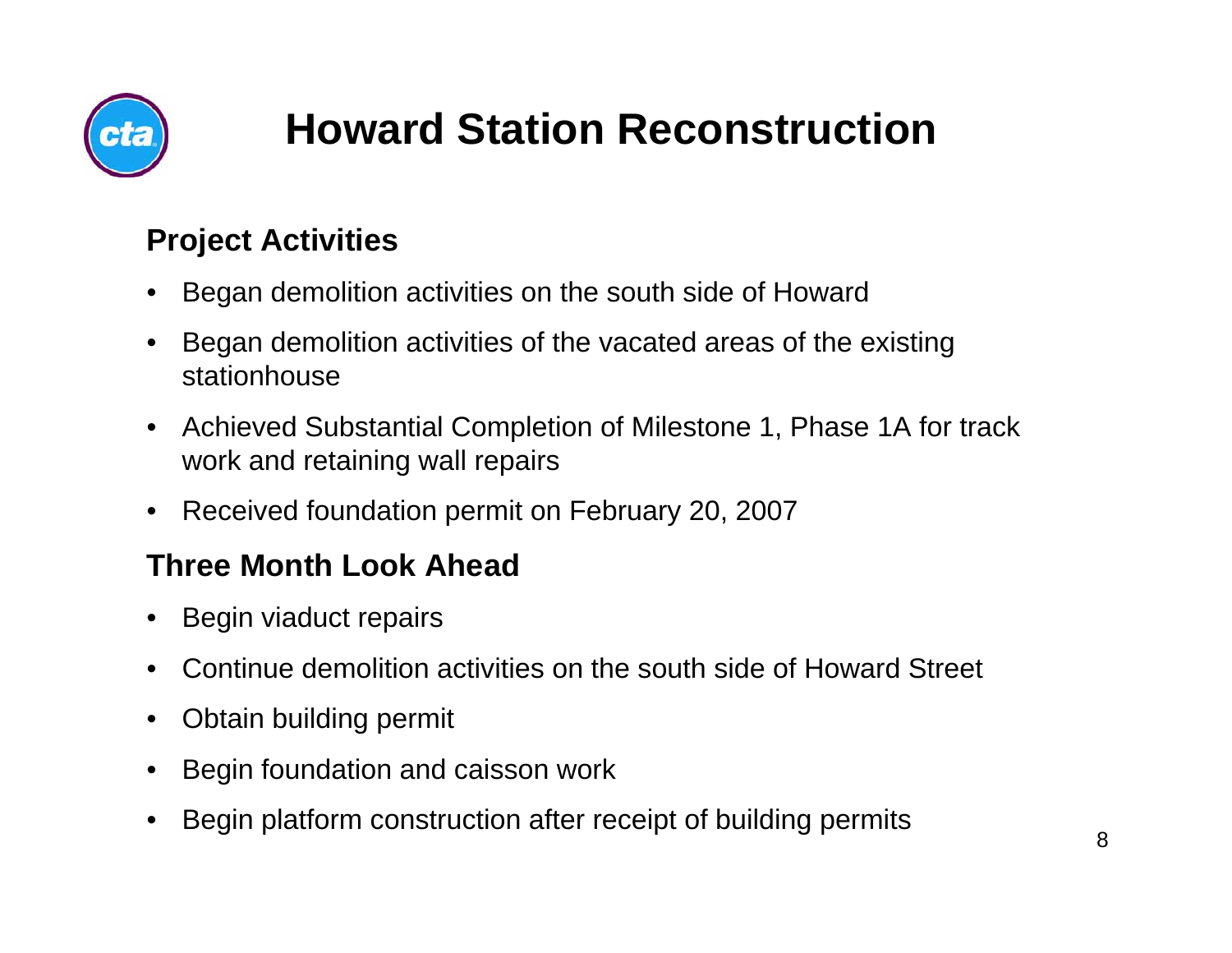# Howard Station Reconstruction

## Project Activities

- Began demolition activities on the south side of Howard
- Began demolition activities of the vacated areas of the existing stationhouse
- Achieved Substantial Completion of Milestone 1, Phase 1A for track work and retaining wall repairs
- Received foundation permit on February 20, 2007

## Three Month Look Ahead

- Begin viaduct repairs
- Continue demolition activities on the south side of Howard Street
- Obtain building permit
- Begin foundation and caisson work
- Begin platform construction after receipt of building permits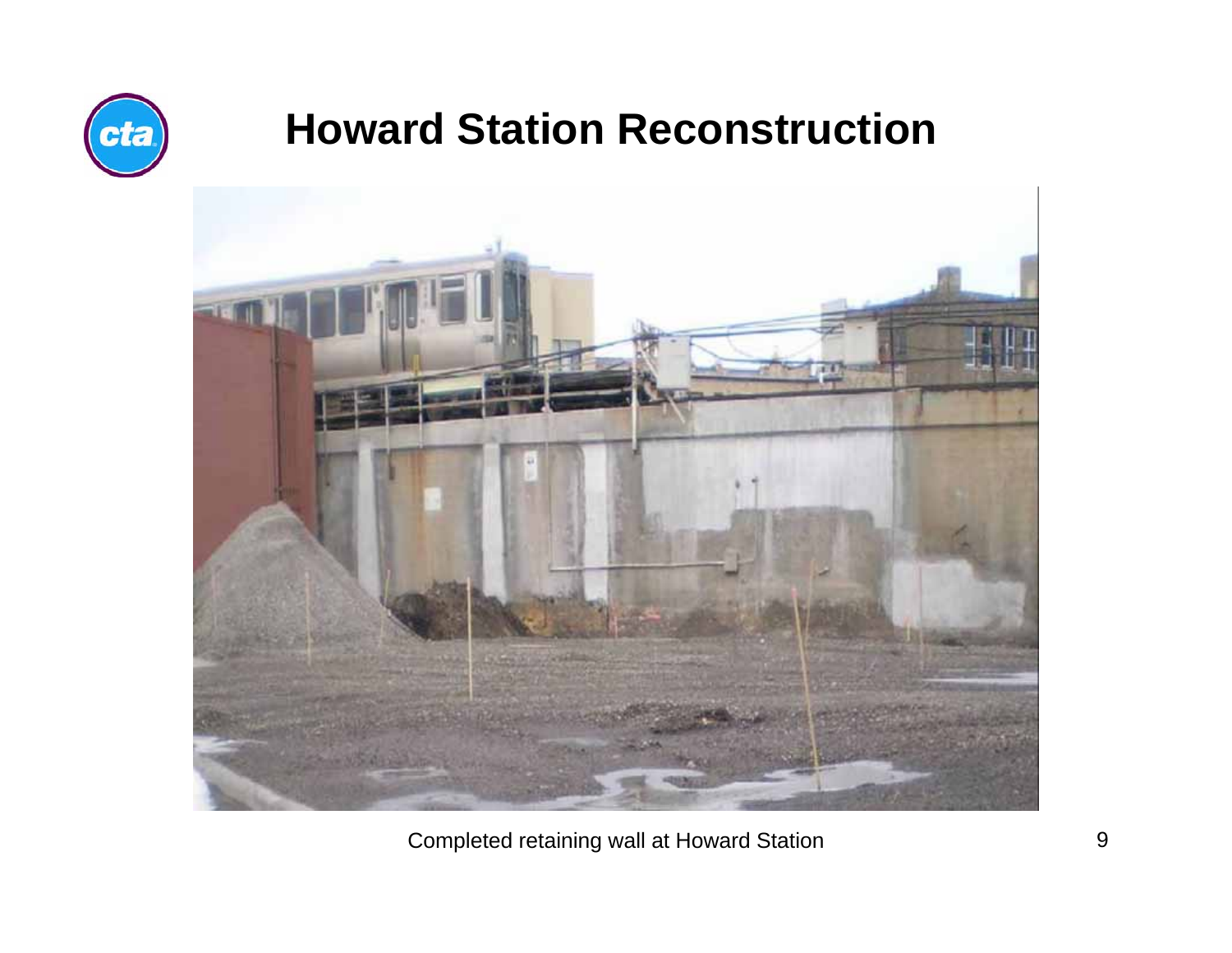# Howard Station Reconstruction

Completed retaining wall at Howard Station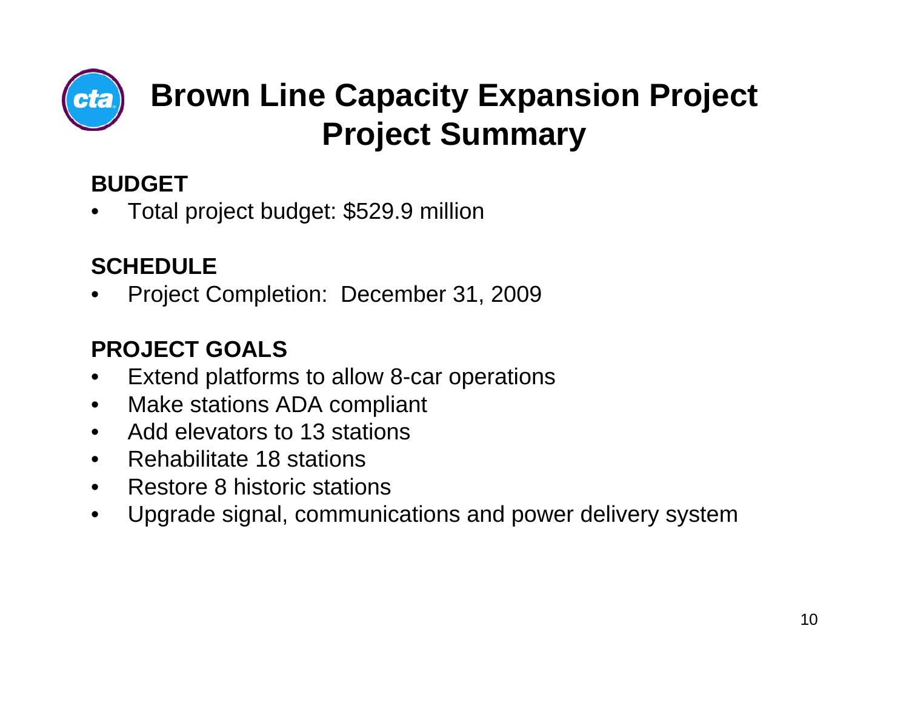# Brown Line Capacity Expansion Project
# Project Summary

**BUDGET**

- Total project budget: $529.9 million

**SCHEDULE**

- Project Completion: December 31, 2009

**PROJECT GOALS**

- Extend platforms to allow 8-car operations
- Make stations ADA compliant
- Add elevators to 13 stations
- Rehabilitate 18 stations
- Restore 8 historic stations
- Upgrade signal, communications and power delivery system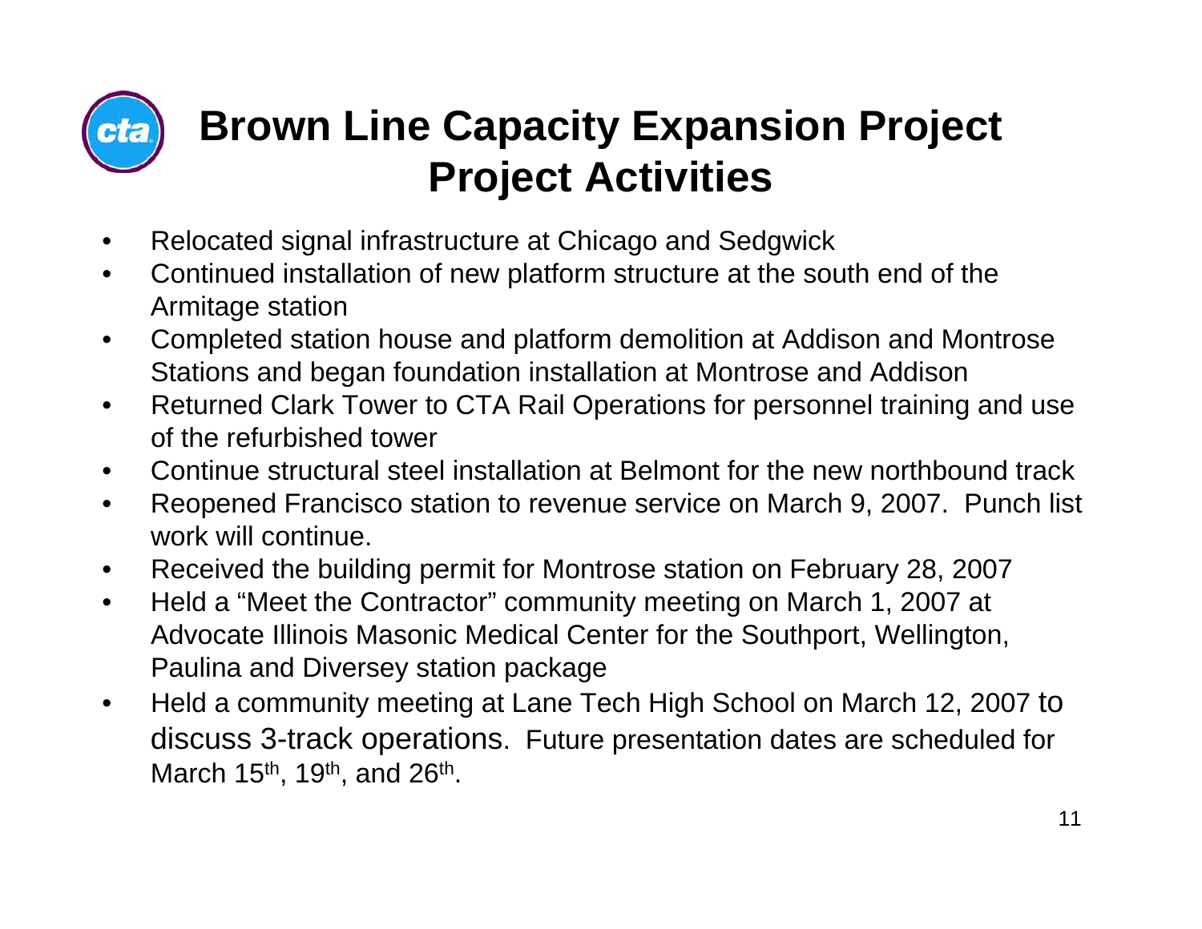# Brown Line Capacity Expansion Project
## Project Activities

- Relocated signal infrastructure at Chicago and Sedgwick
- Continued installation of new platform structure at the south end of the Armitage station
- Completed station house and platform demolition at Addison and Montrose Stations and began foundation installation at Montrose and Addison
- Returned Clark Tower to CTA Rail Operations for personnel training and use of the refurbished tower
- Continue structural steel installation at Belmont for the new northbound track
- Reopened Francisco station to revenue service on March 9, 2007. Punch list work will continue.
- Received the building permit for Montrose station on February 28, 2007
- Held a "Meet the Contractor" community meeting on March 1, 2007 at Advocate Illinois Masonic Medical Center for the Southport, Wellington, Paulina and Diversey station package
- Held a community meeting at Lane Tech High School on March 12, 2007 to discuss 3-track operations. Future presentation dates are scheduled for March 15th, 19th, and 26th.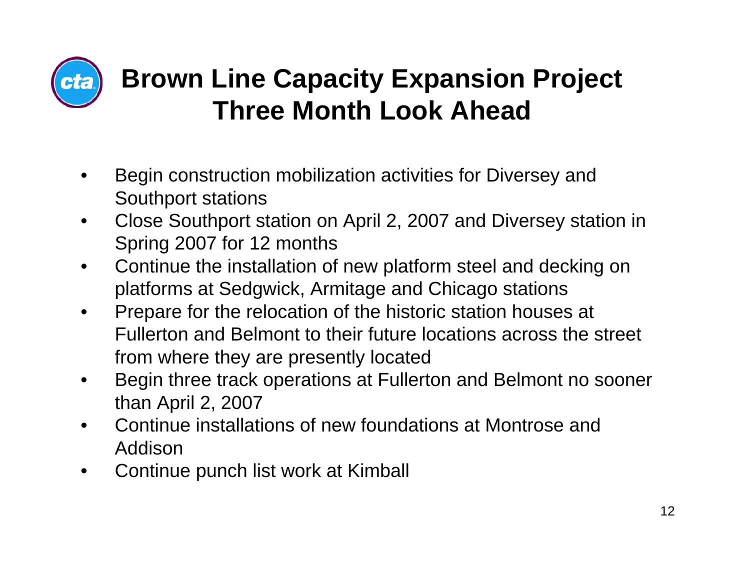# Brown Line Capacity Expansion Project
# Three Month Look Ahead

- Begin construction mobilization activities for Diversey and Southport stations
- Close Southport station on April 2, 2007 and Diversey station in Spring 2007 for 12 months
- Continue the installation of new platform steel and decking on platforms at Sedgwick, Armitage and Chicago stations
- Prepare for the relocation of the historic station houses at Fullerton and Belmont to their future locations across the street from where they are presently located
- Begin three track operations at Fullerton and Belmont no sooner than April 2, 2007
- Continue installations of new foundations at Montrose and Addison
- Continue punch list work at Kimball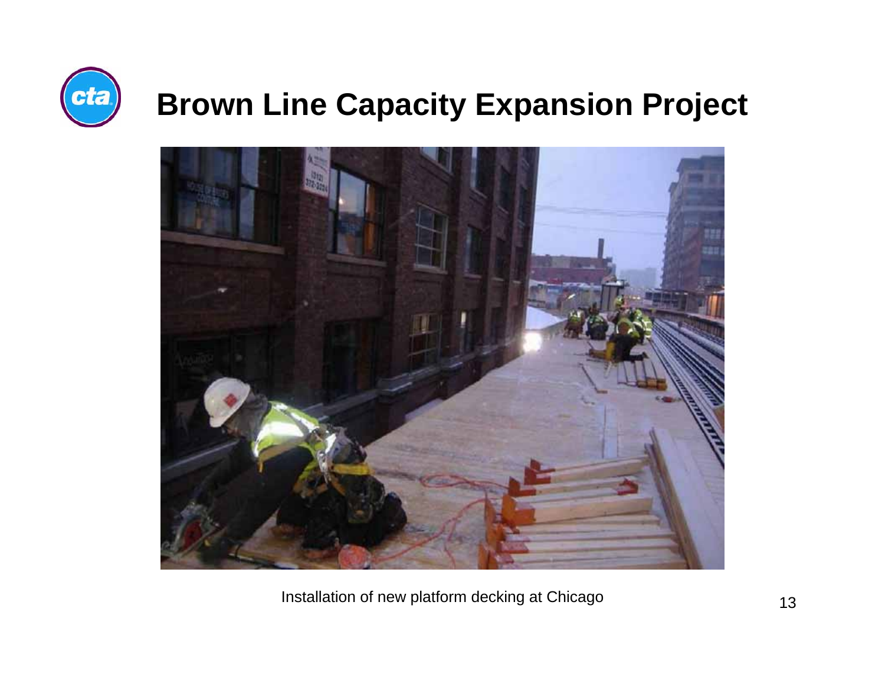# Brown Line Capacity Expansion Project

Installation of new platform decking at Chicago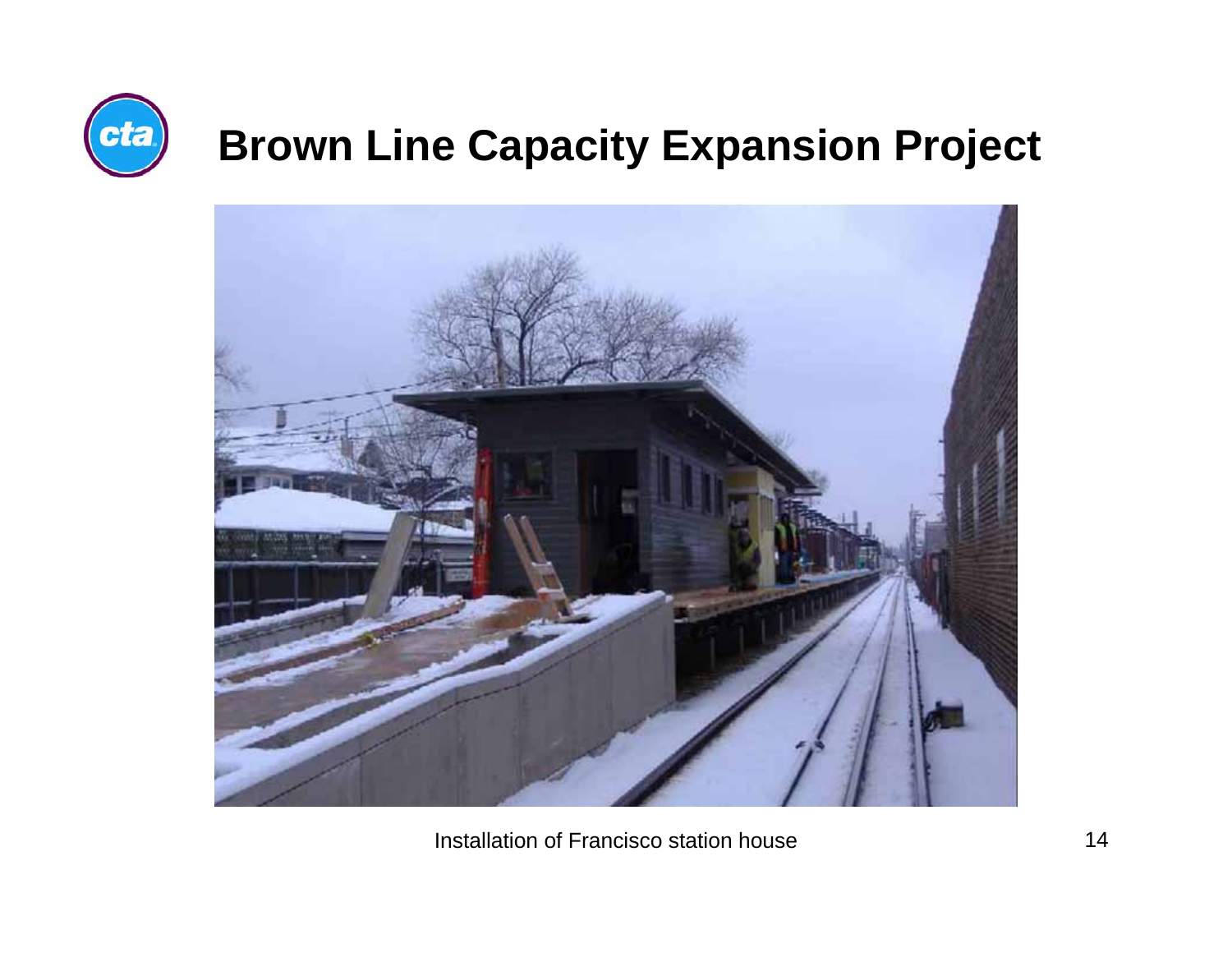# Brown Line Capacity Expansion Project

Installation of Francisco station house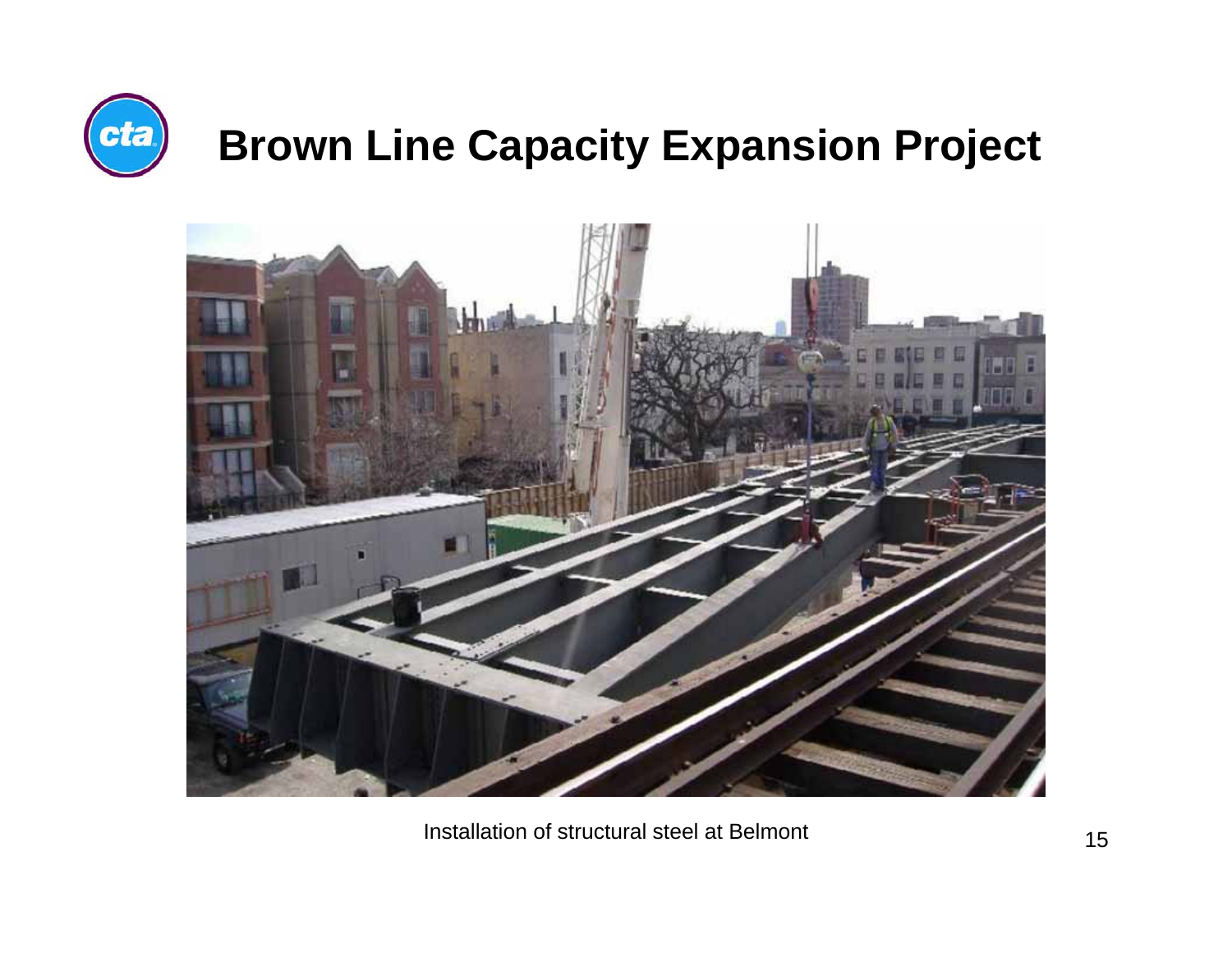# Brown Line Capacity Expansion Project

Installation of structural steel at Belmont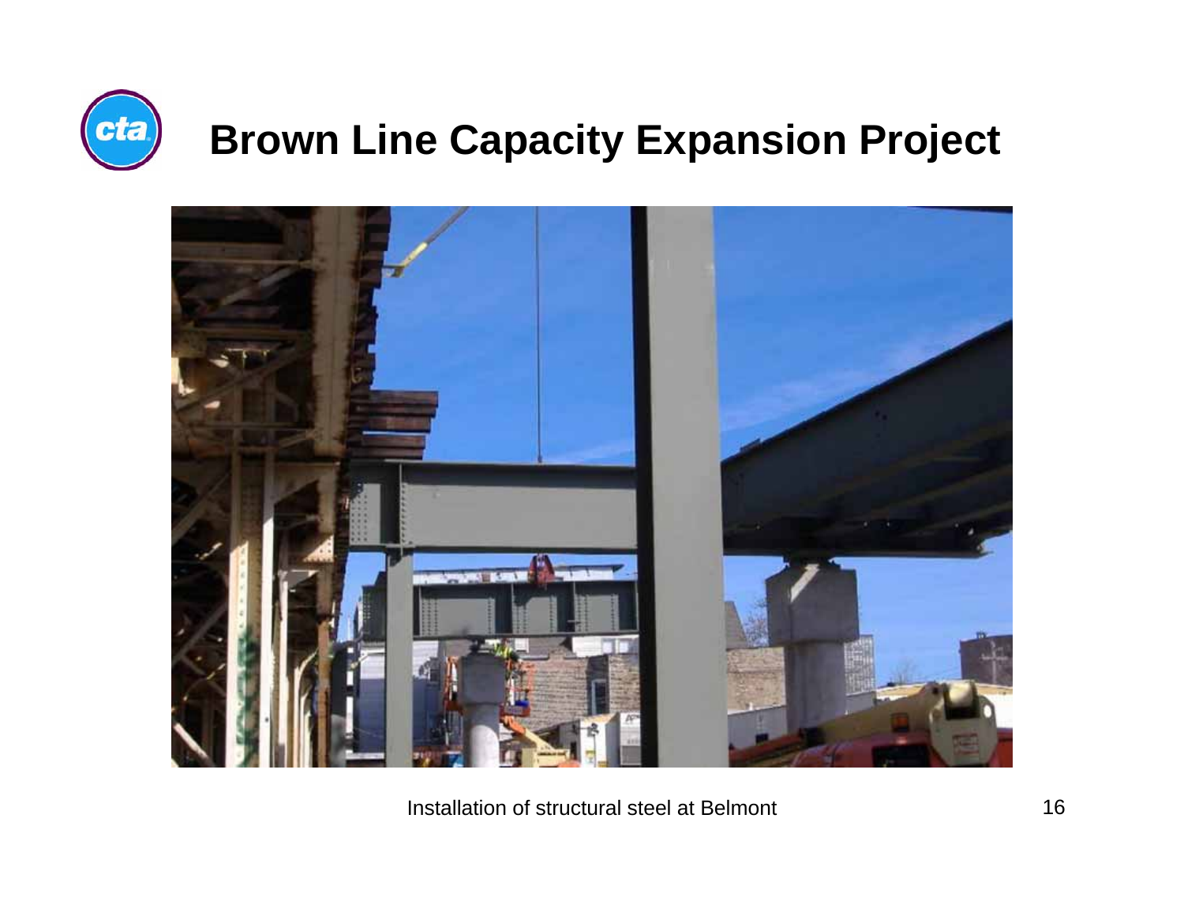# Brown Line Capacity Expansion Project

Installation of structural steel at Belmont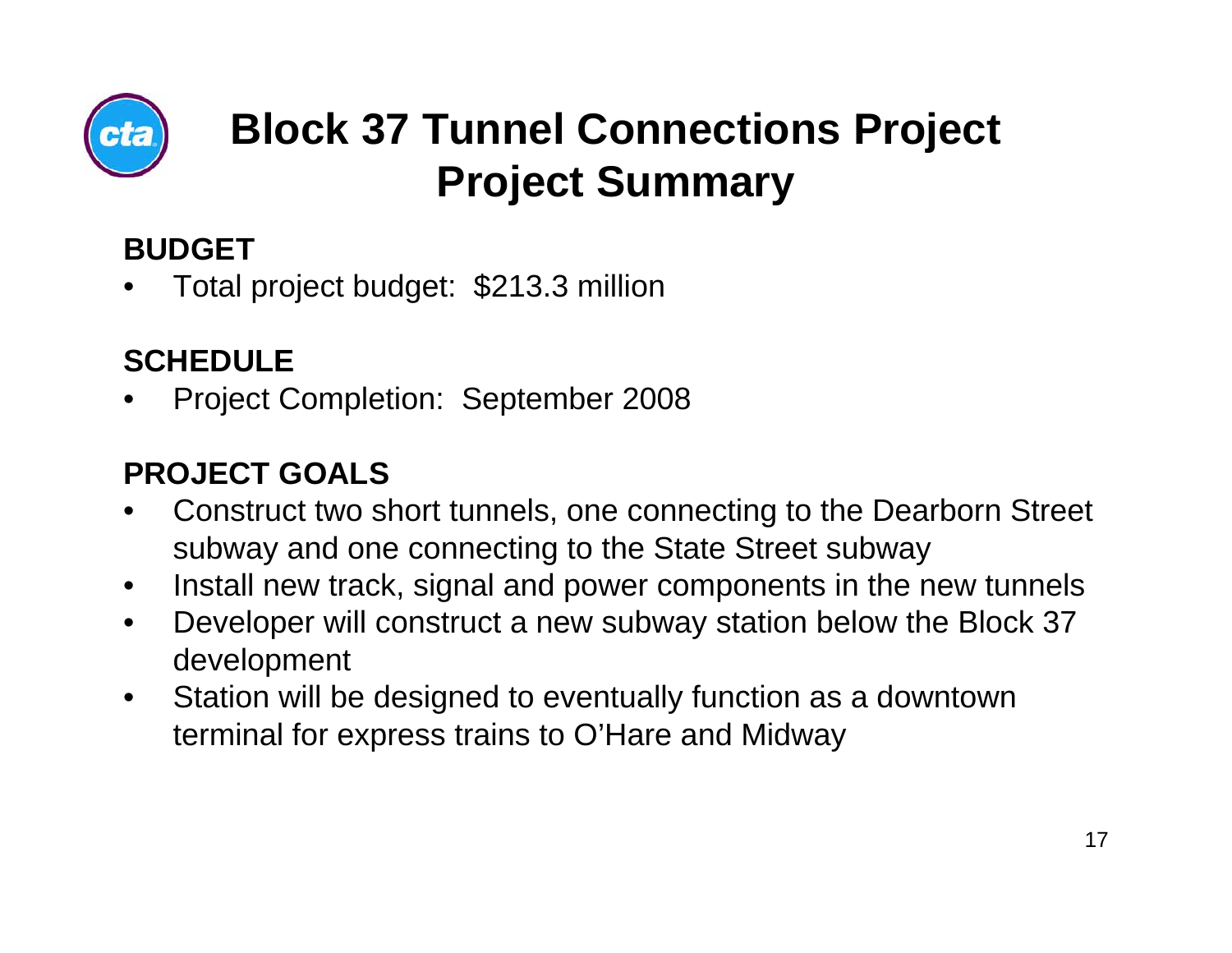# Block 37 Tunnel Connections Project
# Project Summary

**BUDGET**

- Total project budget: $213.3 million

**SCHEDULE**

- Project Completion: September 2008

**PROJECT GOALS**

- Construct two short tunnels, one connecting to the Dearborn Street subway and one connecting to the State Street subway
- Install new track, signal and power components in the new tunnels
- Developer will construct a new subway station below the Block 37 development
- Station will be designed to eventually function as a downtown terminal for express trains to O'Hare and Midway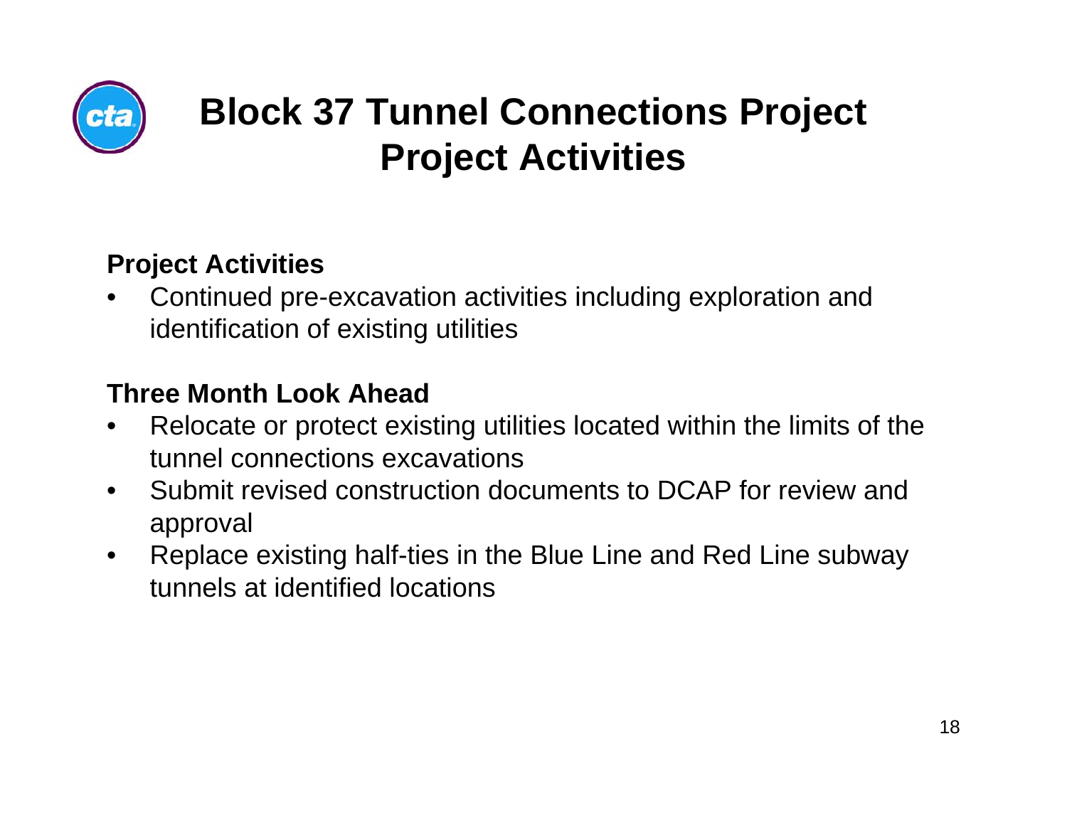# Block 37 Tunnel Connections Project
# Project Activities

**Project Activities**

- Continued pre-excavation activities including exploration and identification of existing utilities

**Three Month Look Ahead**

- Relocate or protect existing utilities located within the limits of the tunnel connections excavations
- Submit revised construction documents to DCAP for review and approval
- Replace existing half-ties in the Blue Line and Red Line subway tunnels at identified locations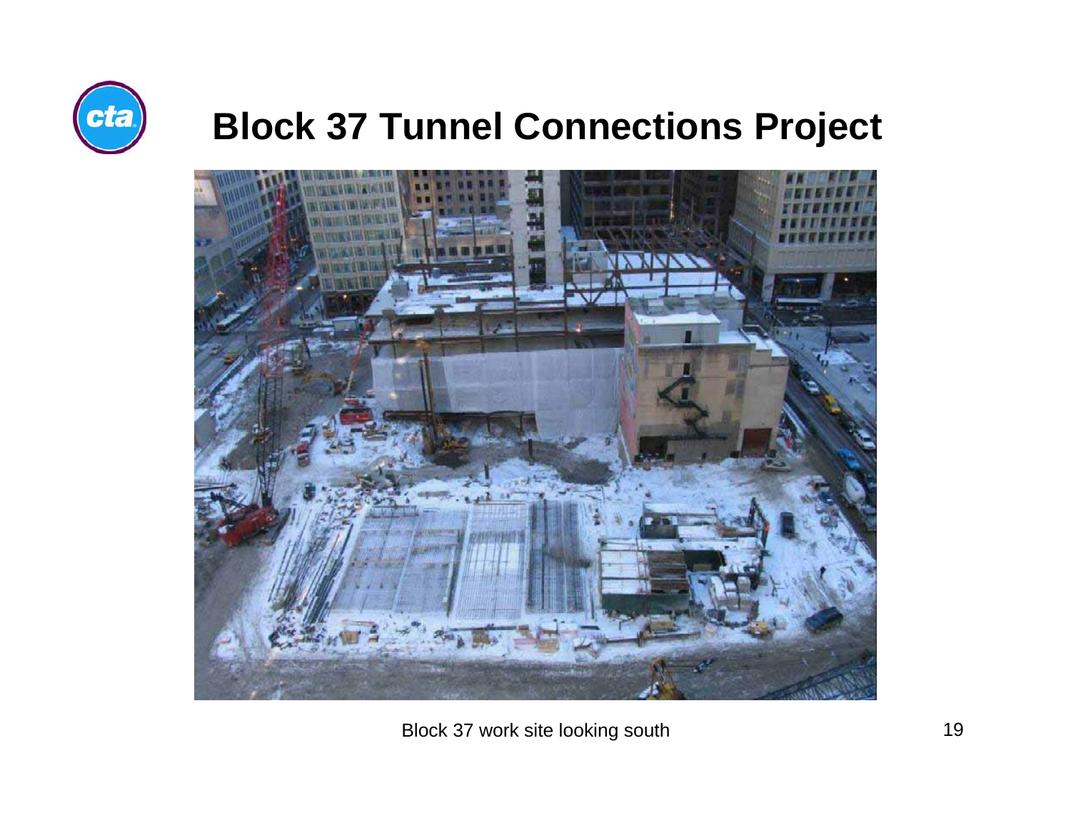# Block 37 Tunnel Connections Project

Block 37 work site looking south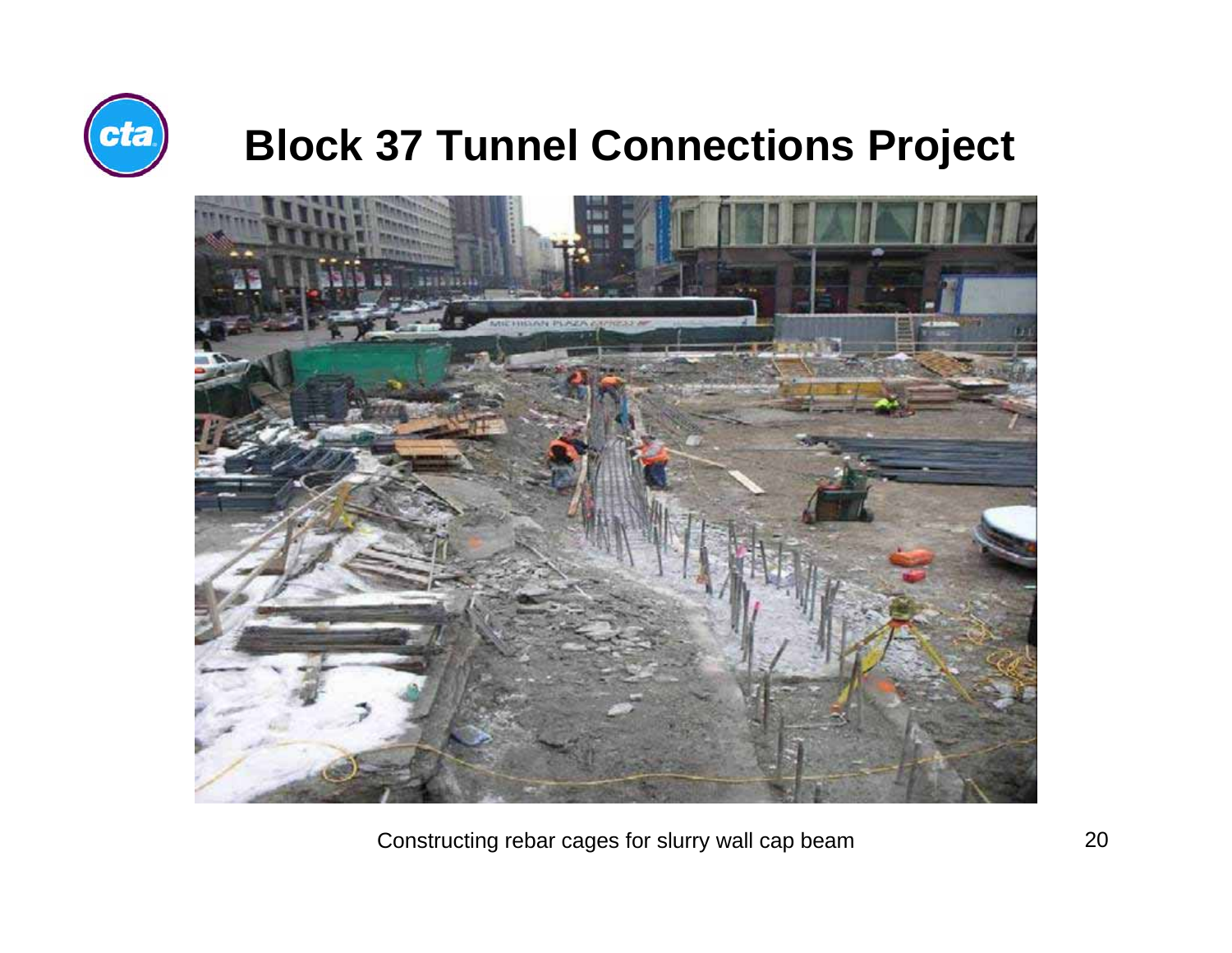# Block 37 Tunnel Connections Project

Constructing rebar cages for slurry wall cap beam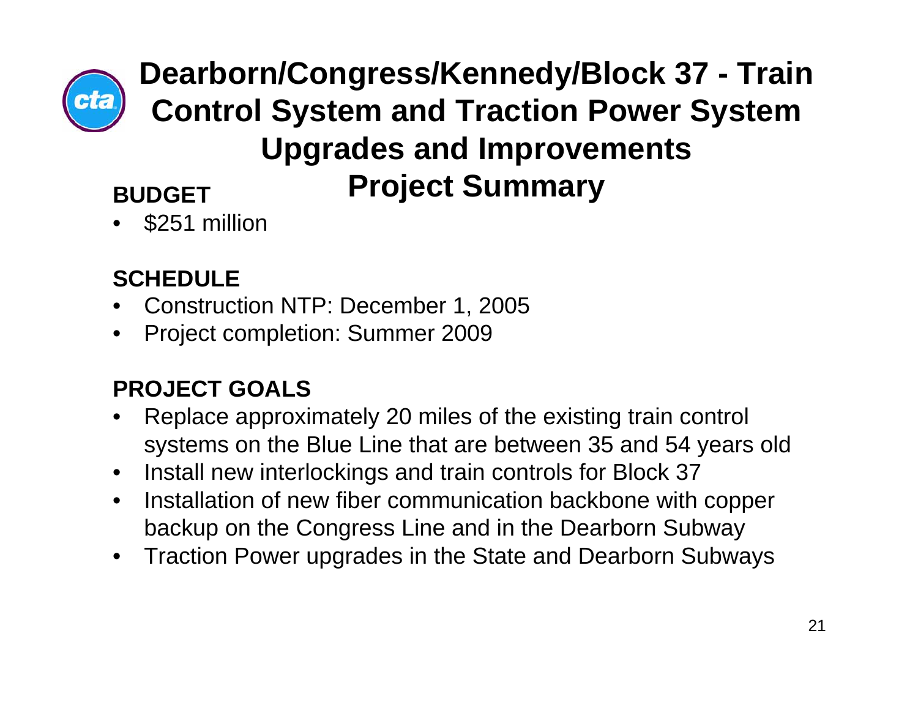# Dearborn/Congress/Kennedy/Block 37 - Train Control System and Traction Power System Upgrades and Improvements Project Summary

**BUDGET**

- $251 million

**SCHEDULE**

- Construction NTP: December 1, 2005
- Project completion: Summer 2009

**PROJECT GOALS**

- Replace approximately 20 miles of the existing train control systems on the Blue Line that are between 35 and 54 years old
- Install new interlockings and train controls for Block 37
- Installation of new fiber communication backbone with copper backup on the Congress Line and in the Dearborn Subway
- Traction Power upgrades in the State and Dearborn Subways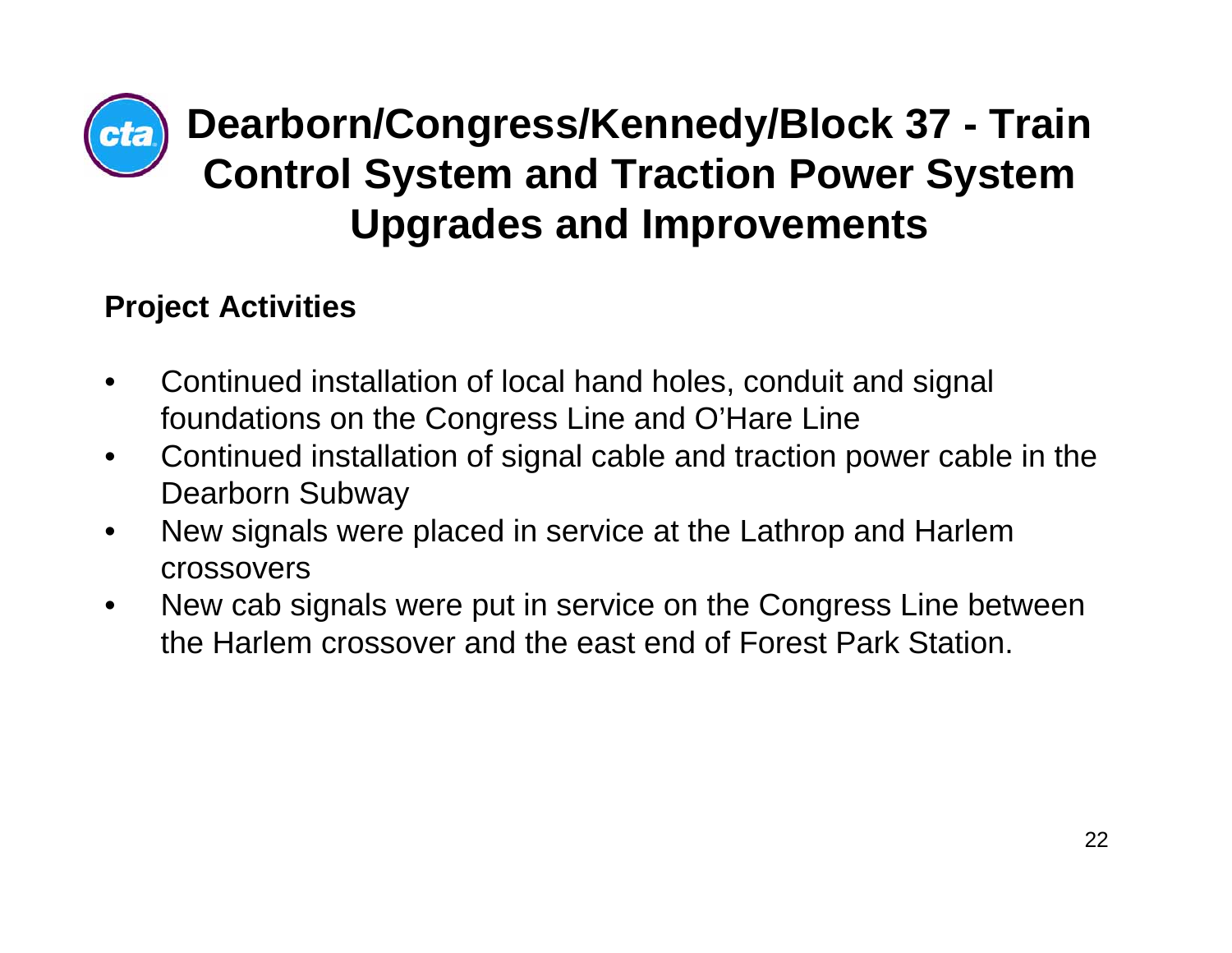# Dearborn/Congress/Kennedy/Block 37 - Train Control System and Traction Power System Upgrades and Improvements

**Project Activities**

- Continued installation of local hand holes, conduit and signal foundations on the Congress Line and O'Hare Line
- Continued installation of signal cable and traction power cable in the Dearborn Subway
- New signals were placed in service at the Lathrop and Harlem crossovers
- New cab signals were put in service on the Congress Line between the Harlem crossover and the east end of Forest Park Station.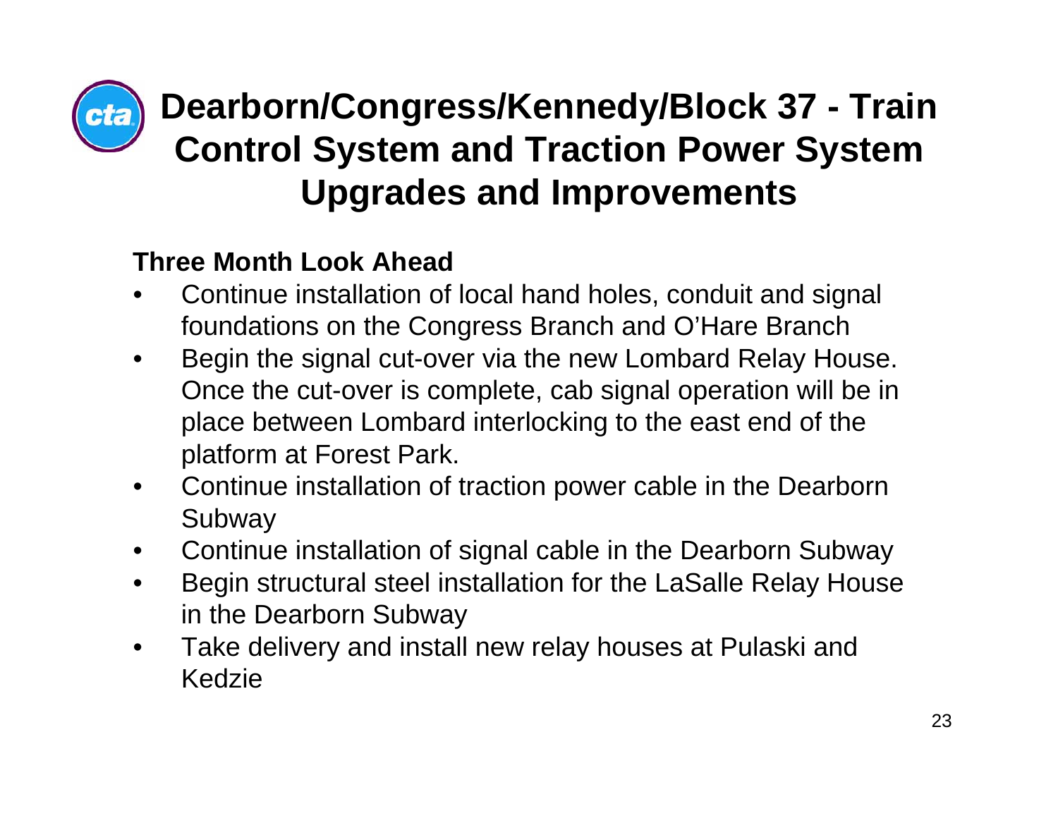# Dearborn/Congress/Kennedy/Block 37 - Train Control System and Traction Power System Upgrades and Improvements

**Three Month Look Ahead**

- Continue installation of local hand holes, conduit and signal foundations on the Congress Branch and O'Hare Branch
- Begin the signal cut-over via the new Lombard Relay House. Once the cut-over is complete, cab signal operation will be in place between Lombard interlocking to the east end of the platform at Forest Park.
- Continue installation of traction power cable in the Dearborn Subway
- Continue installation of signal cable in the Dearborn Subway
- Begin structural steel installation for the LaSalle Relay House in the Dearborn Subway
- Take delivery and install new relay houses at Pulaski and Kedzie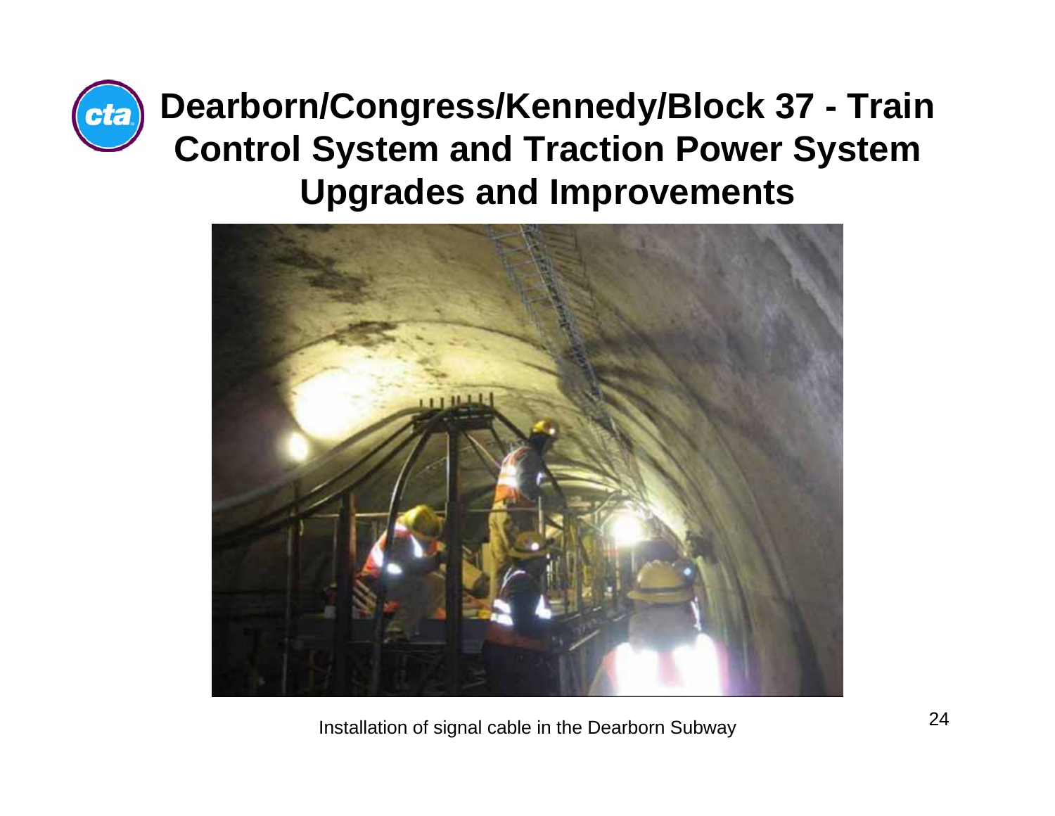# Dearborn/Congress/Kennedy/Block 37 - Train Control System and Traction Power System Upgrades and Improvements

Installation of signal cable in the Dearborn Subway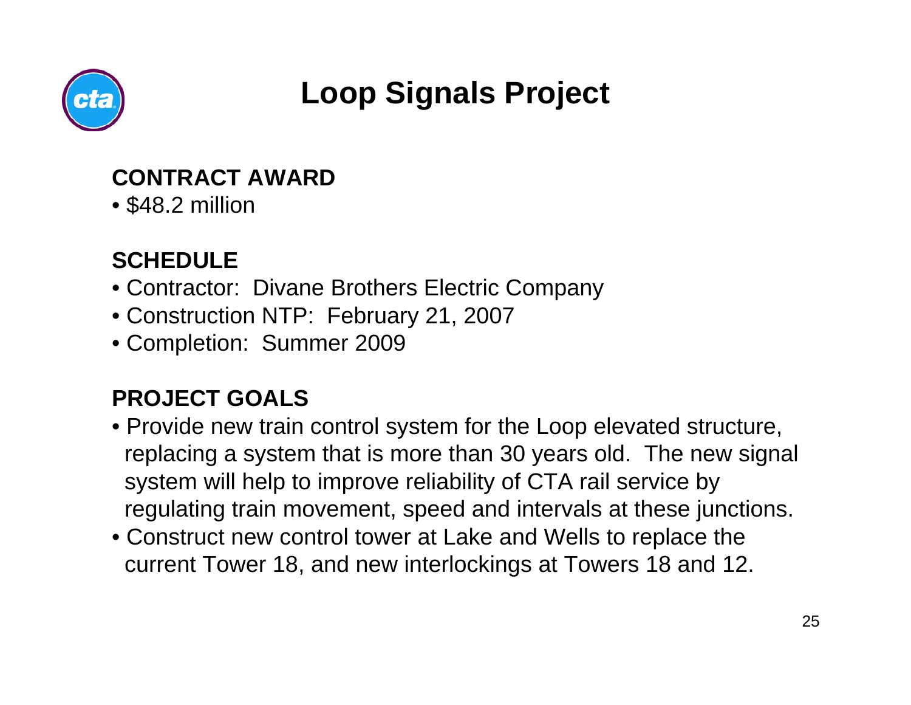# Loop Signals Project

**CONTRACT AWARD**

- $48.2 million

**SCHEDULE**

- Contractor: Divane Brothers Electric Company
- Construction NTP: February 21, 2007
- Completion: Summer 2009

**PROJECT GOALS**

- Provide new train control system for the Loop elevated structure, replacing a system that is more than 30 years old. The new signal system will help to improve reliability of CTA rail service by regulating train movement, speed and intervals at these junctions.
- Construct new control tower at Lake and Wells to replace the current Tower 18, and new interlockings at Towers 18 and 12.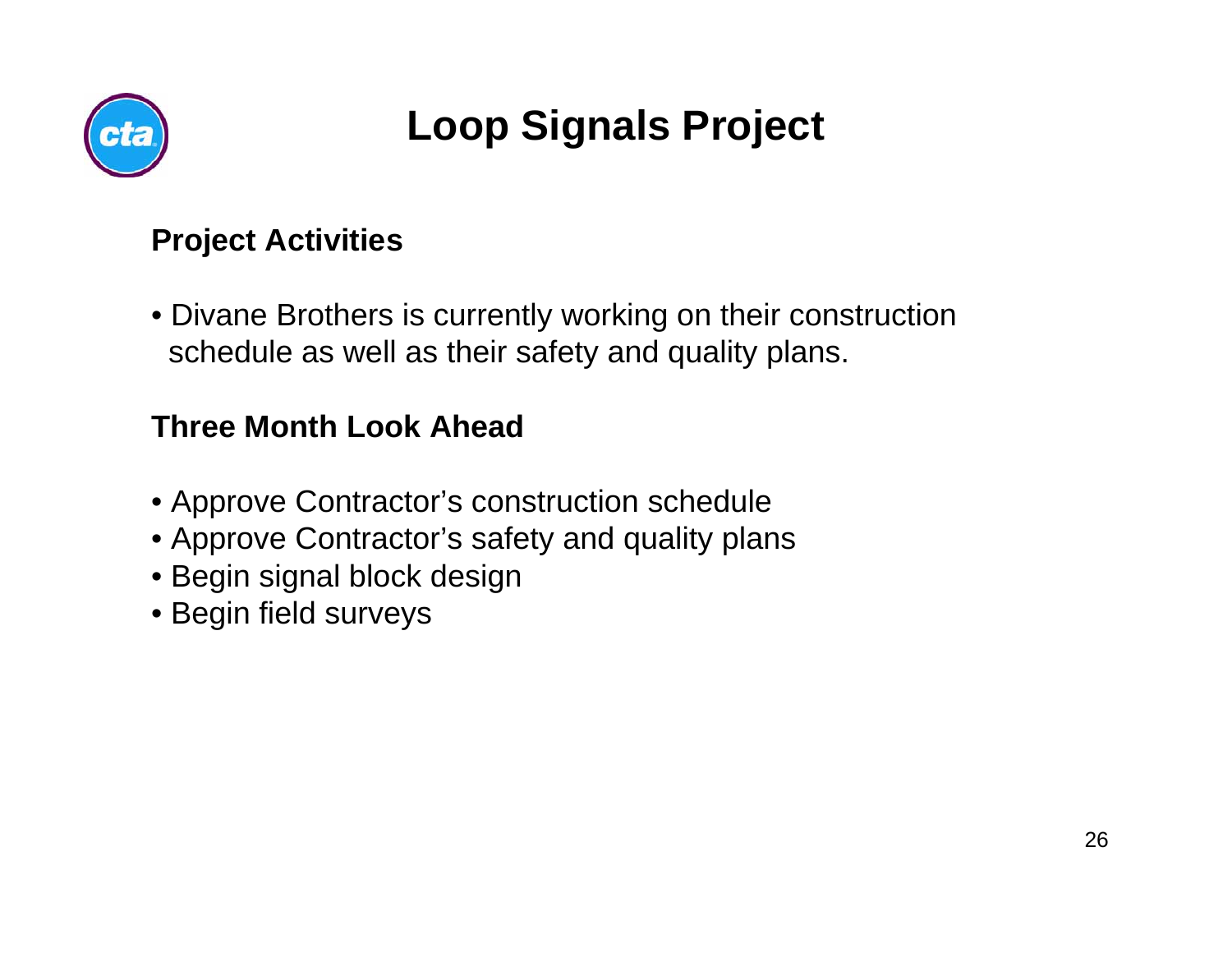# Loop Signals Project

## Project Activities

- Divane Brothers is currently working on their construction schedule as well as their safety and quality plans.

## Three Month Look Ahead

- Approve Contractor's construction schedule
- Approve Contractor's safety and quality plans
- Begin signal block design
- Begin field surveys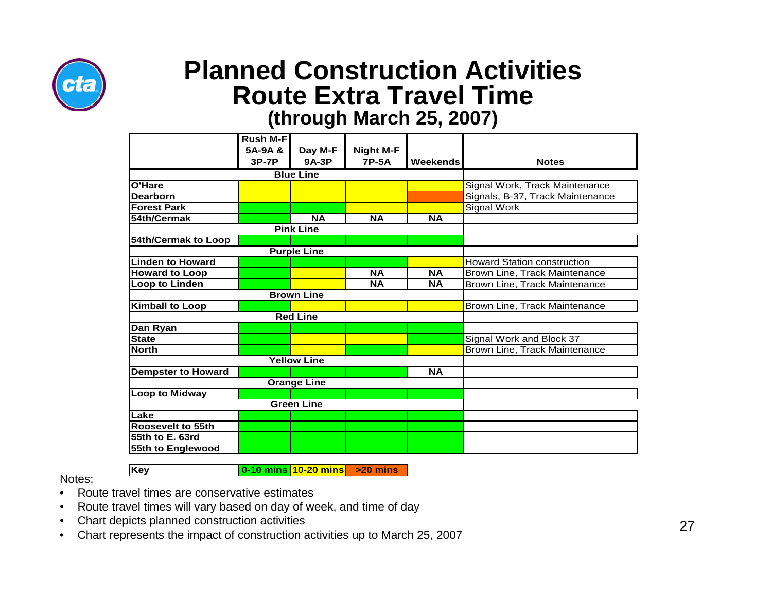# Planned Construction Activities
## Route Extra Travel Time
### (through March 25, 2007)

| | Rush M-F 5A-9A & 3P-7P | Day M-F 9A-3P | Night M-F 7P-5A | Weekends | Notes |
|---|---|---|---|---|---|
| **Blue Line** | | | | | |
| O'Hare | 10-20 mins | 10-20 mins | 10-20 mins | 10-20 mins | Signal Work, Track Maintenance |
| Dearborn | 10-20 mins | 10-20 mins | 10-20 mins | >20 mins | Signals, B-37, Track Maintenance |
| Forest Park | 0-10 mins | 0-10 mins | 10-20 mins | 10-20 mins | Signal Work |
| 54th/Cermak | 0-10 mins | NA | NA | NA | |
| **Pink Line** | | | | | |
| 54th/Cermak to Loop | 0-10 mins | 0-10 mins | 0-10 mins | 0-10 mins | |
| **Purple Line** | | | | | |
| Linden to Howard | 0-10 mins | 0-10 mins | 0-10 mins | 10-20 mins | Howard Station construction |
| Howard to Loop | 0-10 mins | 10-20 mins | NA | NA | Brown Line, Track Maintenance |
| Loop to Linden | 0-10 mins | 10-20 mins | NA | NA | Brown Line, Track Maintenance |
| **Brown Line** | | | | | |
| Kimball to Loop | 0-10 mins | 10-20 mins | 10-20 mins | 10-20 mins | Brown Line, Track Maintenance |
| **Red Line** | | | | | |
| Dan Ryan | 0-10 mins | 0-10 mins | 0-10 mins | 0-10 mins | |
| State | 0-10 mins | 10-20 mins | 10-20 mins | 0-10 mins | Signal Work and Block 37 |
| North | 0-10 mins | 10-20 mins | 0-10 mins | 10-20 mins | Brown Line, Track Maintenance |
| **Yellow Line** | | | | | |
| Dempster to Howard | 0-10 mins | 0-10 mins | 0-10 mins | NA | |
| **Orange Line** | | | | | |
| Loop to Midway | 0-10 mins | 0-10 mins | 0-10 mins | 0-10 mins | |
| **Green Line** | | | | | |
| Lake | 0-10 mins | 0-10 mins | 0-10 mins | 0-10 mins | |
| Roosevelt to 55th | 0-10 mins | 0-10 mins | 0-10 mins | 0-10 mins | |
| 55th to E. 63rd | 0-10 mins | 0-10 mins | 0-10 mins | 0-10 mins | |
| 55th to Englewood | 0-10 mins | 0-10 mins | 0-10 mins | 0-10 mins | |

| Key | | | |
|---|---|---|---|
| | 0-10 mins | 10-20 mins | >20 mins |

Notes:

- Route travel times are conservative estimates
- Route travel times will vary based on day of week, and time of day
- Chart depicts planned construction activities
- Chart represents the impact of construction activities up to March 25, 2007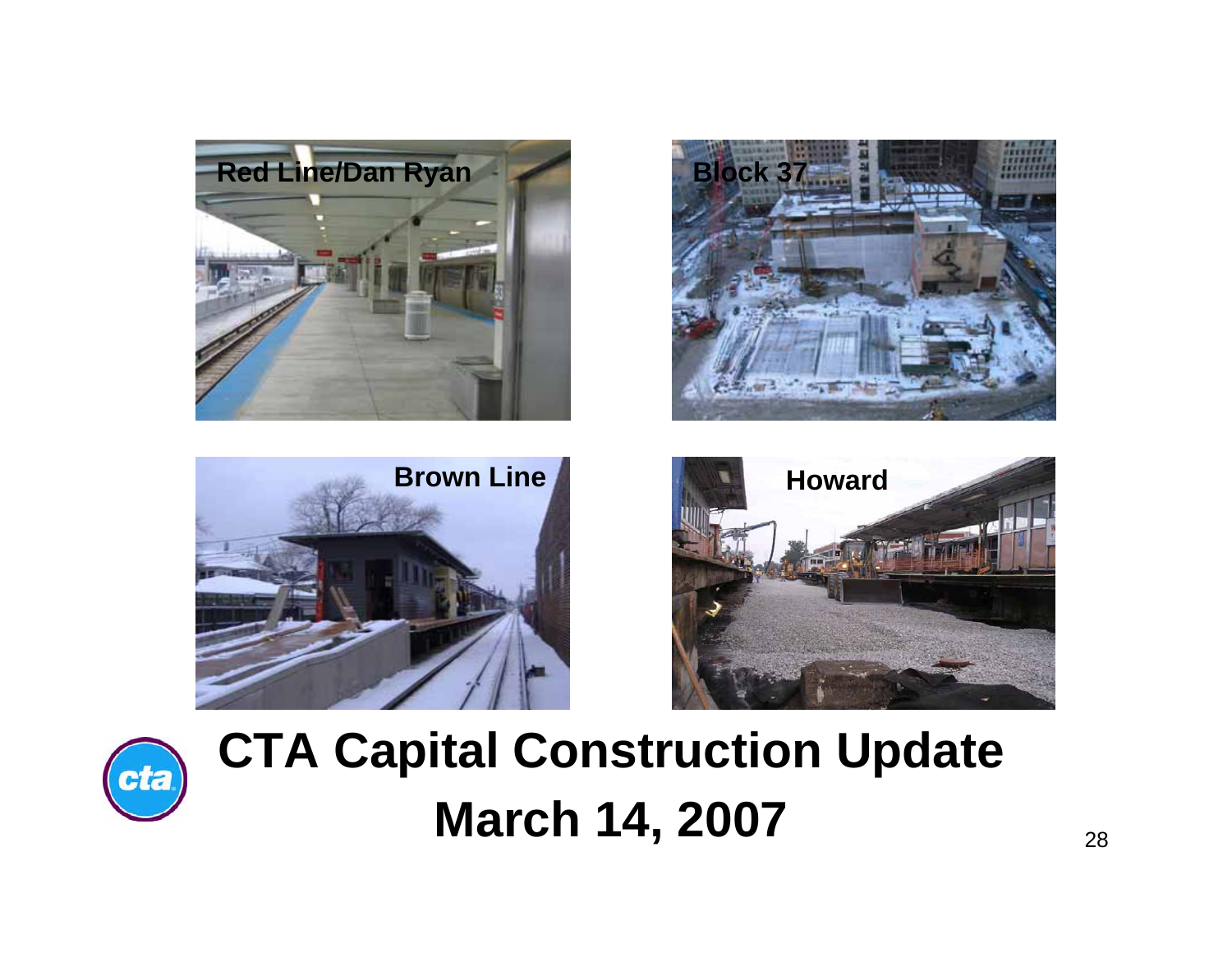Red Line/Dan Ryan

Block 37

Brown Line

Howard

# CTA Capital Construction Update

## March 14, 2007